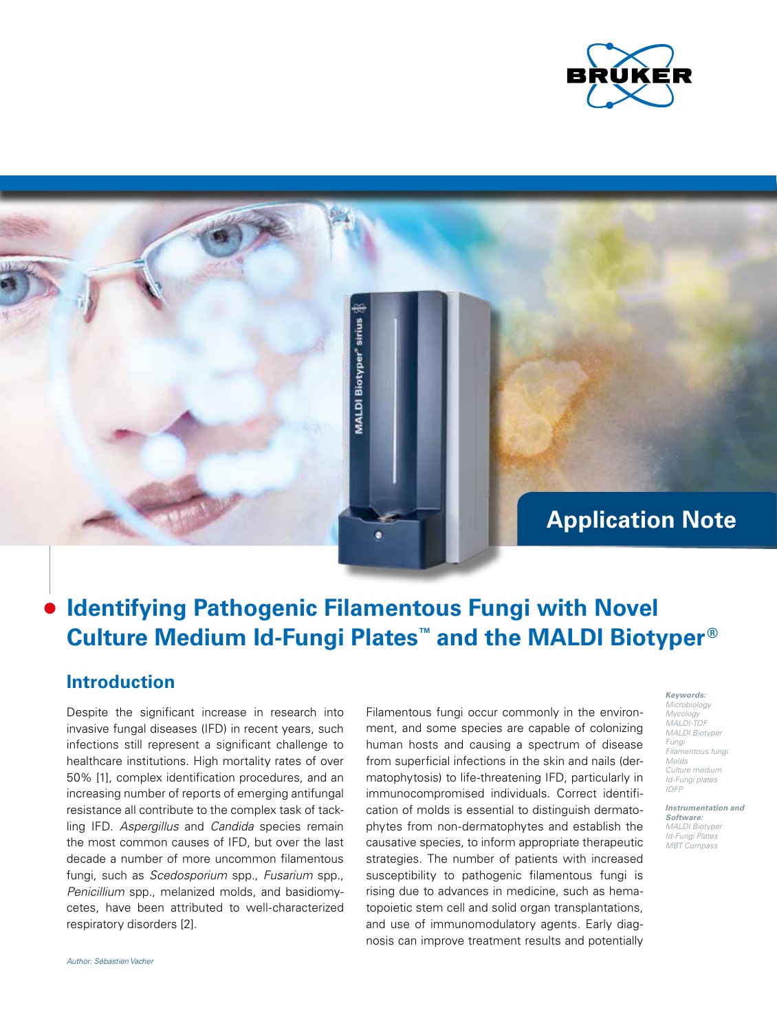Application Note

# Identifying Pathogenic Filamentous Fungi with Novel Culture Medium Id-Fungi Plates™ and the MALDI Biotyper®

## Introduction

Despite the significant increase in research into invasive fungal diseases (IFD) in recent years, such infections still represent a significant challenge to healthcare institutions. High mortality rates of over 50% [1], complex identification procedures, and an increasing number of reports of emerging antifungal resistance all contribute to the complex task of tackling IFD. *Aspergillus* and *Candida* species remain the most common causes of IFD, but over the last decade a number of more uncommon filamentous fungi, such as *Scedosporium* spp., *Fusarium* spp., *Penicillium* spp., melanized molds, and basidiomycetes, have been attributed to well-characterized respiratory disorders [2].

Filamentous fungi occur commonly in the environment, and some species are capable of colonizing human hosts and causing a spectrum of disease from superficial infections in the skin and nails (dermatophytosis) to life-threatening IFD, particularly in immunocompromised individuals. Correct identification of molds is essential to distinguish dermatophytes from non-dermatophytes and establish the causative species, to inform appropriate therapeutic strategies. The number of patients with increased susceptibility to pathogenic filamentous fungi is rising due to advances in medicine, such as hematopoietic stem cell and solid organ transplantations, and use of immunomodulatory agents. Early diagnosis can improve treatment results and potentially

***Keywords:***
*Microbiology*
*Mycology*
*MALDI-TOF*
*MALDI Biotyper*
*Fungi*
*Filamentous fungi*
*Molds*
*Culture medium*
*Id-Fungi plates*
*IDFP*

***Instrumentation and Software:***
*MALDI Biotyper*
*Id-Fungi Plates*
*MBT Compass*

*Author: Sébastien Vacher*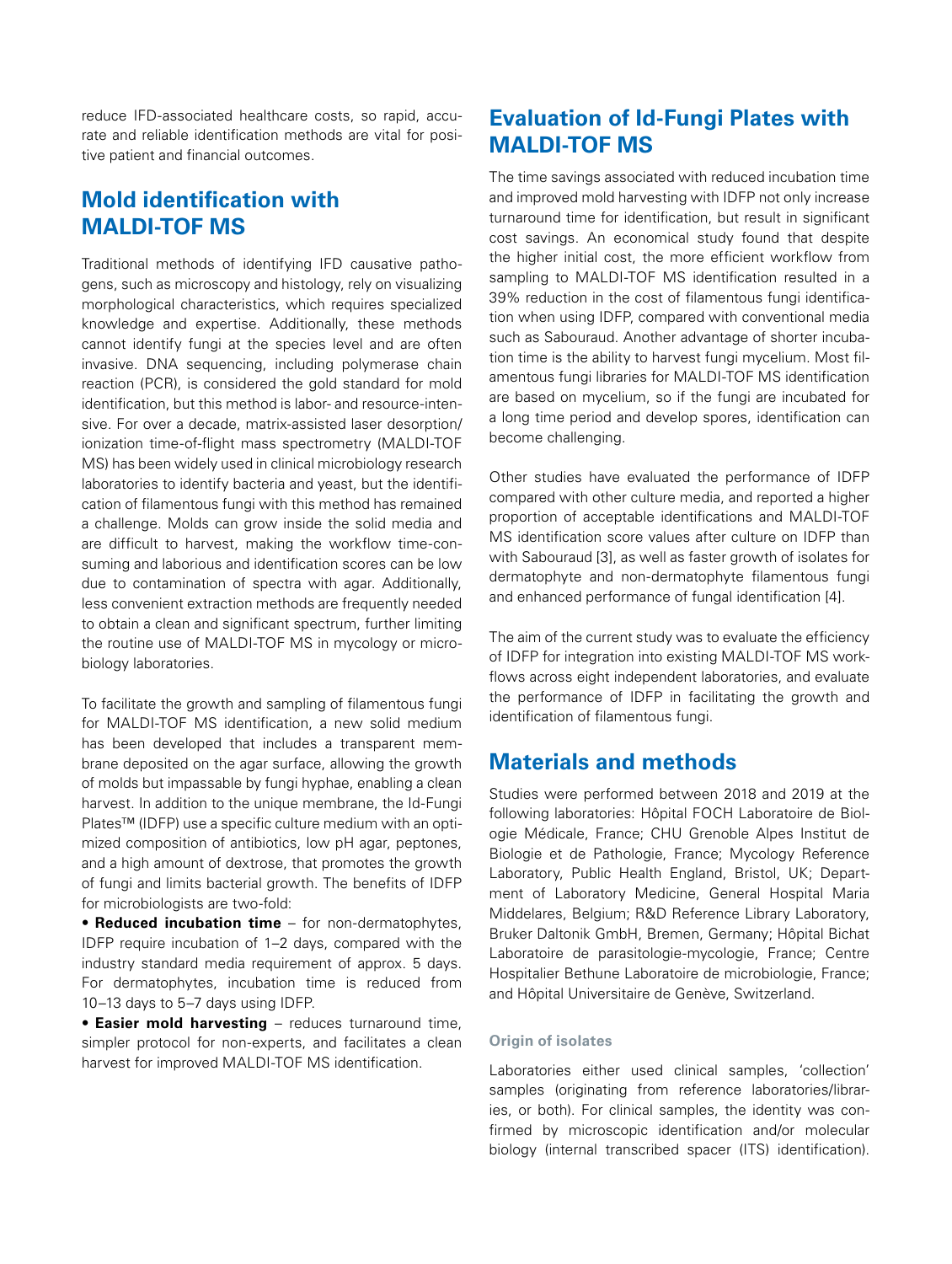reduce IFD-associated healthcare costs, so rapid, accurate and reliable identification methods are vital for positive patient and financial outcomes.

## Mold identification with MALDI-TOF MS

Traditional methods of identifying IFD causative pathogens, such as microscopy and histology, rely on visualizing morphological characteristics, which requires specialized knowledge and expertise. Additionally, these methods cannot identify fungi at the species level and are often invasive. DNA sequencing, including polymerase chain reaction (PCR), is considered the gold standard for mold identification, but this method is labor- and resource-intensive. For over a decade, matrix-assisted laser desorption/ionization time-of-flight mass spectrometry (MALDI-TOF MS) has been widely used in clinical microbiology research laboratories to identify bacteria and yeast, but the identification of filamentous fungi with this method has remained a challenge. Molds can grow inside the solid media and are difficult to harvest, making the workflow time-consuming and laborious and identification scores can be low due to contamination of spectra with agar. Additionally, less convenient extraction methods are frequently needed to obtain a clean and significant spectrum, further limiting the routine use of MALDI-TOF MS in mycology or microbiology laboratories.

To facilitate the growth and sampling of filamentous fungi for MALDI-TOF MS identification, a new solid medium has been developed that includes a transparent membrane deposited on the agar surface, allowing the growth of molds but impassable by fungi hyphae, enabling a clean harvest. In addition to the unique membrane, the Id-Fungi Plates™ (IDFP) use a specific culture medium with an optimized composition of antibiotics, low pH agar, peptones, and a high amount of dextrose, that promotes the growth of fungi and limits bacterial growth. The benefits of IDFP for microbiologists are two-fold:

- **Reduced incubation time** – for non-dermatophytes, IDFP require incubation of 1–2 days, compared with the industry standard media requirement of approx. 5 days. For dermatophytes, incubation time is reduced from 10–13 days to 5–7 days using IDFP.
- **Easier mold harvesting** – reduces turnaround time, simpler protocol for non-experts, and facilitates a clean harvest for improved MALDI-TOF MS identification.

## Evaluation of Id-Fungi Plates with MALDI-TOF MS

The time savings associated with reduced incubation time and improved mold harvesting with IDFP not only increase turnaround time for identification, but result in significant cost savings. An economical study found that despite the higher initial cost, the more efficient workflow from sampling to MALDI-TOF MS identification resulted in a 39% reduction in the cost of filamentous fungi identification when using IDFP, compared with conventional media such as Sabouraud. Another advantage of shorter incubation time is the ability to harvest fungi mycelium. Most filamentous fungi libraries for MALDI-TOF MS identification are based on mycelium, so if the fungi are incubated for a long time period and develop spores, identification can become challenging.

Other studies have evaluated the performance of IDFP compared with other culture media, and reported a higher proportion of acceptable identifications and MALDI-TOF MS identification score values after culture on IDFP than with Sabouraud [3], as well as faster growth of isolates for dermatophyte and non-dermatophyte filamentous fungi and enhanced performance of fungal identification [4].

The aim of the current study was to evaluate the efficiency of IDFP for integration into existing MALDI-TOF MS workflows across eight independent laboratories, and evaluate the performance of IDFP in facilitating the growth and identification of filamentous fungi.

## Materials and methods

Studies were performed between 2018 and 2019 at the following laboratories: Hôpital FOCH Laboratoire de Biologie Médicale, France; CHU Grenoble Alpes Institut de Biologie et de Pathologie, France; Mycology Reference Laboratory, Public Health England, Bristol, UK; Department of Laboratory Medicine, General Hospital Maria Middelares, Belgium; R&D Reference Library Laboratory, Bruker Daltonik GmbH, Bremen, Germany; Hôpital Bichat Laboratoire de parasitologie-mycologie, France; Centre Hospitalier Bethune Laboratoire de microbiologie, France; and Hôpital Universitaire de Genève, Switzerland.

### Origin of isolates

Laboratories either used clinical samples, 'collection' samples (originating from reference laboratories/libraries, or both). For clinical samples, the identity was confirmed by microscopic identification and/or molecular biology (internal transcribed spacer (ITS) identification).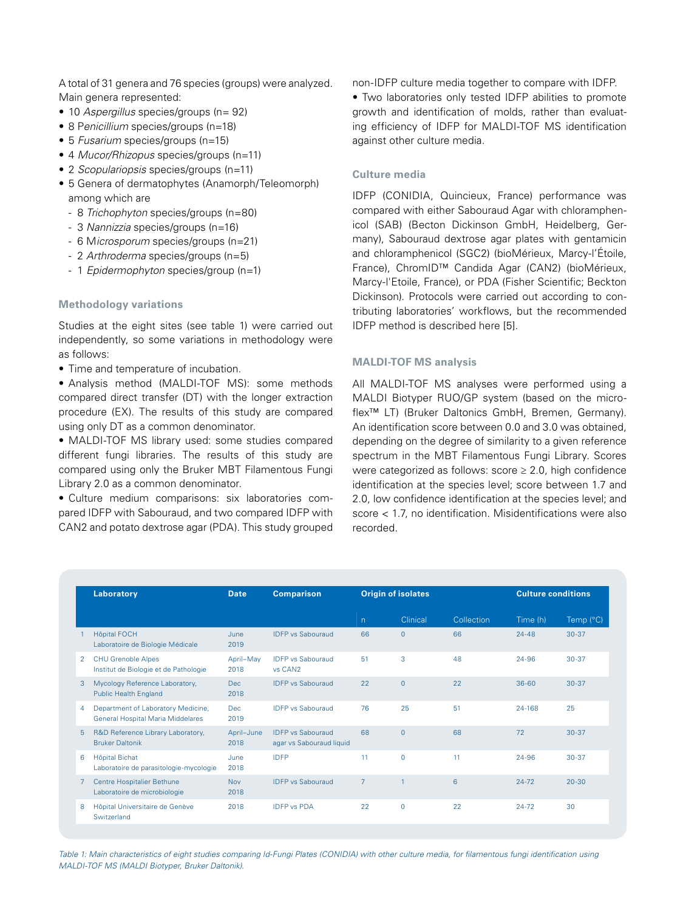A total of 31 genera and 76 species (groups) were analyzed. Main genera represented:

- 10 *Aspergillus* species/groups (n= 92)
- 8 *Penicillium* species/groups (n=18)
- 5 *Fusarium* species/groups (n=15)
- 4 *Mucor/Rhizopus* species/groups (n=11)
- 2 *Scopulariopsis* species/groups (n=11)
- 5 Genera of dermatophytes (Anamorph/Teleomorph) among which are
  - 8 *Trichophyton* species/groups (n=80)
  - 3 *Nannizzia* species/groups (n=16)
  - 6 M*icrosporum* species/groups (n=21)
  - 2 *Arthroderma* species/groups (n=5)
  - 1 *Epidermophyton* species/group (n=1)

### Methodology variations

Studies at the eight sites (see table 1) were carried out independently, so some variations in methodology were as follows:

- Time and temperature of incubation.
- Analysis method (MALDI-TOF MS): some methods compared direct transfer (DT) with the longer extraction procedure (EX). The results of this study are compared using only DT as a common denominator.
- MALDI-TOF MS library used: some studies compared different fungi libraries. The results of this study are compared using only the Bruker MBT Filamentous Fungi Library 2.0 as a common denominator.
- Culture medium comparisons: six laboratories compared IDFP with Sabouraud, and two compared IDFP with CAN2 and potato dextrose agar (PDA). This study grouped non-IDFP culture media together to compare with IDFP.
- Two laboratories only tested IDFP abilities to promote growth and identification of molds, rather than evaluating efficiency of IDFP for MALDI-TOF MS identification against other culture media.

### Culture media

IDFP (CONIDIA, Quincieux, France) performance was compared with either Sabouraud Agar with chloramphenicol (SAB) (Becton Dickinson GmbH, Heidelberg, Germany), Sabouraud dextrose agar plates with gentamicin and chloramphenicol (SGC2) (bioMérieux, Marcy-l'Étoile, France), ChromID™ Candida Agar (CAN2) (bioMérieux, Marcy-l'Etoile, France), or PDA (Fisher Scientific; Beckton Dickinson). Protocols were carried out according to contributing laboratories' workflows, but the recommended IDFP method is described here [5].

### MALDI-TOF MS analysis

All MALDI-TOF MS analyses were performed using a MALDI Biotyper RUO/GP system (based on the microflex™ LT) (Bruker Daltonics GmbH, Bremen, Germany). An identification score between 0.0 and 3.0 was obtained, depending on the degree of similarity to a given reference spectrum in the MBT Filamentous Fungi Library. Scores were categorized as follows: score ≥ 2.0, high confidence identification at the species level; score between 1.7 and 2.0, low confidence identification at the species level; and score < 1.7, no identification. Misidentifications were also recorded.

| | Laboratory | Date | Comparison | Origin of isolates | | | Culture conditions | |
|---|---|---|---|---|---|---|---|---|
| | | | | n | Clinical | Collection | Time (h) | Temp (°C) |
| 1 | Hôpital FOCH Laboratoire de Biologie Médicale | June 2019 | IDFP vs Sabouraud | 66 | 0 | 66 | 24-48 | 30-37 |
| 2 | CHU Grenoble Alpes Institut de Biologie et de Pathologie | April–May 2018 | IDFP vs Sabouraud vs CAN2 | 51 | 3 | 48 | 24-96 | 30-37 |
| 3 | Mycology Reference Laboratory, Public Health England | Dec 2018 | IDFP vs Sabouraud | 22 | 0 | 22 | 36-60 | 30-37 |
| 4 | Department of Laboratory Medicine, General Hospital Maria Middelares | Dec 2019 | IDFP vs Sabouraud | 76 | 25 | 51 | 24-168 | 25 |
| 5 | R&D Reference Library Laboratory, Bruker Daltonik | April–June 2018 | IDFP vs Sabouraud agar vs Sabouraud liquid | 68 | 0 | 68 | 72 | 30-37 |
| 6 | Hôpital Bichat Laboratoire de parasitologie-mycologie | June 2018 | IDFP | 11 | 0 | 11 | 24-96 | 30-37 |
| 7 | Centre Hospitalier Bethune Laboratoire de microbiologie | Nov 2018 | IDFP vs Sabouraud | 7 | 1 | 6 | 24-72 | 20-30 |
| 8 | Hôpital Universitaire de Genève Switzerland | 2018 | IDFP vs PDA | 22 | 0 | 22 | 24-72 | 30 |

*Table 1: Main characteristics of eight studies comparing Id-Fungi Plates (CONIDIA) with other culture media, for filamentous fungi identification using MALDI-TOF MS (MALDI Biotyper, Bruker Daltonik).*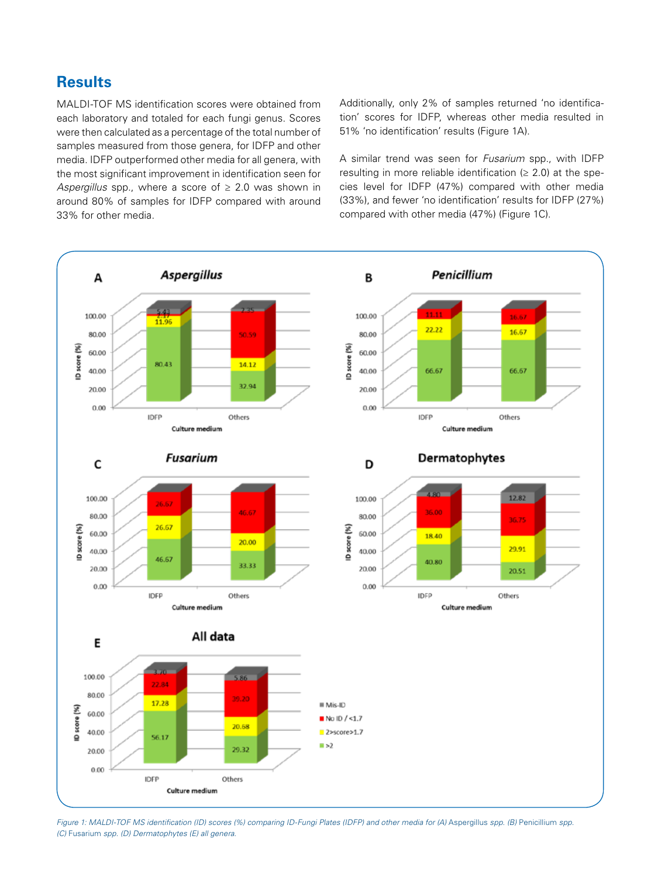## Results

MALDI-TOF MS identification scores were obtained from each laboratory and totaled for each fungi genus. Scores were then calculated as a percentage of the total number of samples measured from those genera, for IDFP and other media. IDFP outperformed other media for all genera, with the most significant improvement in identification seen for *Aspergillus* spp., where a score of ≥ 2.0 was shown in around 80% of samples for IDFP compared with around 33% for other media.

Additionally, only 2% of samples returned 'no identification' scores for IDFP, whereas other media resulted in 51% 'no identification' results (Figure 1A).

A similar trend was seen for *Fusarium* spp., with IDFP resulting in more reliable identification (≥ 2.0) at the species level for IDFP (47%) compared with other media (33%), and fewer 'no identification' results for IDFP (27%) compared with other media (47%) (Figure 1C).

*Figure 1: MALDI-TOF MS identification (ID) scores (%) comparing ID-Fungi Plates (IDFP) and other media for (A)* Aspergillus *spp. (B)* Penicillium *spp. (C)* Fusarium *spp. (D) Dermatophytes (E) all genera.*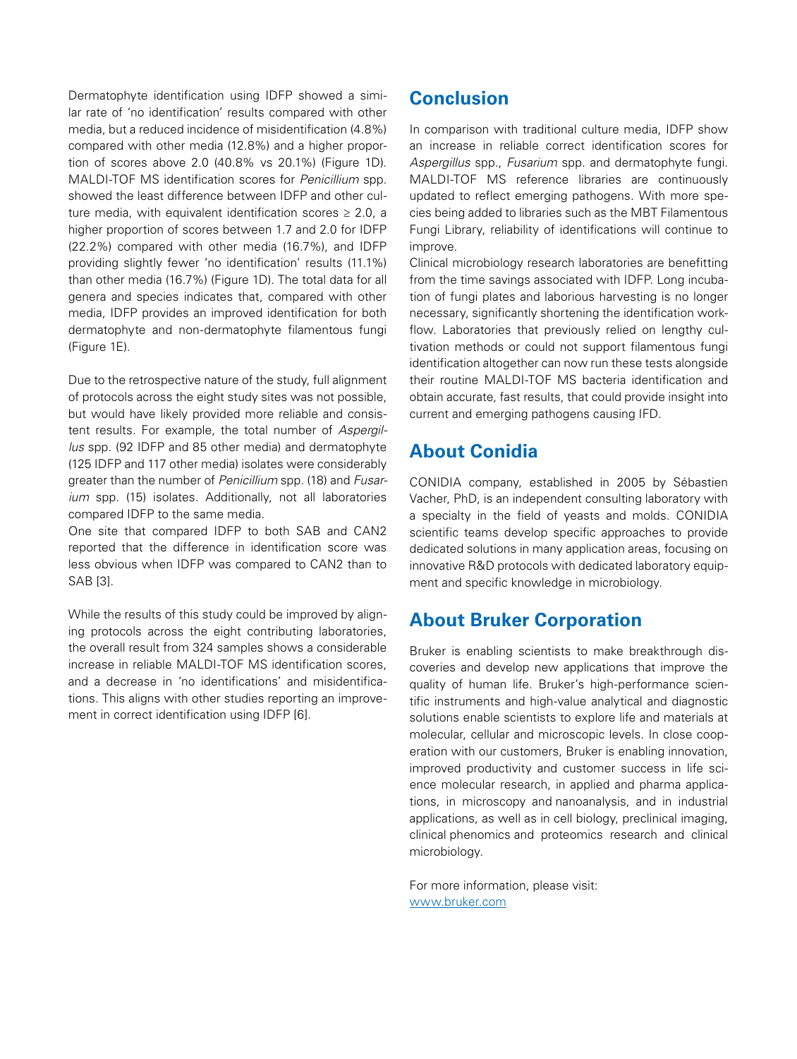Dermatophyte identification using IDFP showed a similar rate of 'no identification' results compared with other media, but a reduced incidence of misidentification (4.8%) compared with other media (12.8%) and a higher proportion of scores above 2.0 (40.8% vs 20.1%) (Figure 1D). MALDI-TOF MS identification scores for *Penicillium* spp. showed the least difference between IDFP and other culture media, with equivalent identification scores ≥ 2.0, a higher proportion of scores between 1.7 and 2.0 for IDFP (22.2%) compared with other media (16.7%), and IDFP providing slightly fewer 'no identification' results (11.1%) than other media (16.7%) (Figure 1D). The total data for all genera and species indicates that, compared with other media, IDFP provides an improved identification for both dermatophyte and non-dermatophyte filamentous fungi (Figure 1E).

Due to the retrospective nature of the study, full alignment of protocols across the eight study sites was not possible, but would have likely provided more reliable and consistent results. For example, the total number of *Aspergillus* spp. (92 IDFP and 85 other media) and dermatophyte (125 IDFP and 117 other media) isolates were considerably greater than the number of *Penicillium* spp. (18) and *Fusarium* spp. (15) isolates. Additionally, not all laboratories compared IDFP to the same media.

One site that compared IDFP to both SAB and CAN2 reported that the difference in identification score was less obvious when IDFP was compared to CAN2 than to SAB [3].

While the results of this study could be improved by aligning protocols across the eight contributing laboratories, the overall result from 324 samples shows a considerable increase in reliable MALDI-TOF MS identification scores, and a decrease in 'no identifications' and misidentifications. This aligns with other studies reporting an improvement in correct identification using IDFP [6].

## Conclusion

In comparison with traditional culture media, IDFP show an increase in reliable correct identification scores for *Aspergillus* spp., *Fusarium* spp. and dermatophyte fungi. MALDI-TOF MS reference libraries are continuously updated to reflect emerging pathogens. With more species being added to libraries such as the MBT Filamentous Fungi Library, reliability of identifications will continue to improve.

Clinical microbiology research laboratories are benefitting from the time savings associated with IDFP. Long incubation of fungi plates and laborious harvesting is no longer necessary, significantly shortening the identification workflow. Laboratories that previously relied on lengthy cultivation methods or could not support filamentous fungi identification altogether can now run these tests alongside their routine MALDI-TOF MS bacteria identification and obtain accurate, fast results, that could provide insight into current and emerging pathogens causing IFD.

## About Conidia

CONIDIA company, established in 2005 by Sébastien Vacher, PhD, is an independent consulting laboratory with a specialty in the field of yeasts and molds. CONIDIA scientific teams develop specific approaches to provide dedicated solutions in many application areas, focusing on innovative R&D protocols with dedicated laboratory equipment and specific knowledge in microbiology.

## About Bruker Corporation

Bruker is enabling scientists to make breakthrough discoveries and develop new applications that improve the quality of human life. Bruker's high-performance scientific instruments and high-value analytical and diagnostic solutions enable scientists to explore life and materials at molecular, cellular and microscopic levels. In close cooperation with our customers, Bruker is enabling innovation, improved productivity and customer success in life science molecular research, in applied and pharma applications, in microscopy and nanoanalysis, and in industrial applications, as well as in cell biology, preclinical imaging, clinical phenomics and proteomics research and clinical microbiology.

For more information, please visit:
www.bruker.com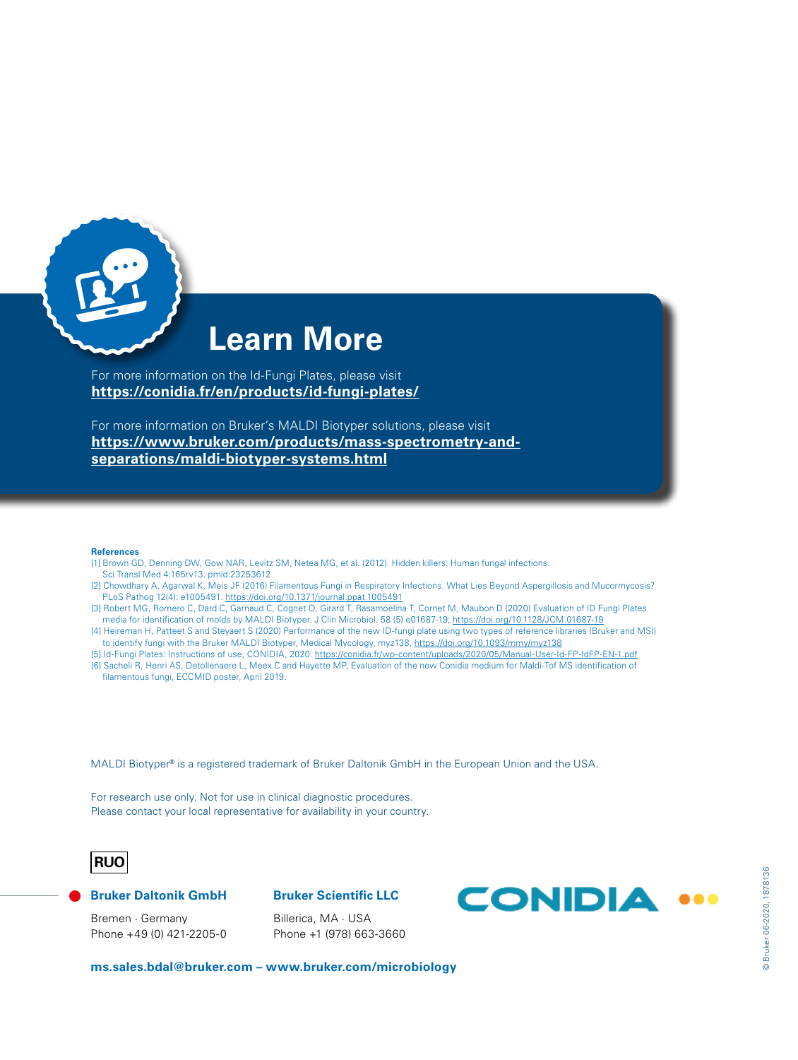## Learn More

For more information on the Id-Fungi Plates, please visit
**https://conidia.fr/en/products/id-fungi-plates/**

For more information on Bruker's MALDI Biotyper solutions, please visit
**https://www.bruker.com/products/mass-spectrometry-and-separations/maldi-biotyper-systems.html**

**References**

[1] Brown GD, Denning DW, Gow NAR, Levitz SM, Netea MG, et al. (2012). Hidden killers: Human fungal infections. Sci Transl Med 4:165rv13. pmid:23253612

[2] Chowdhary A, Agarwal K, Meis JF (2016) Filamentous Fungi in Respiratory Infections. What Lies Beyond Aspergillosis and Mucormycosis? PLoS Pathog 12(4): e1005491. https://doi.org/10.1371/journal.ppat.1005491

[3] Robert MG, Romero C, Dard C, Garnaud C, Cognet O, Girard T, Rasamoelina T, Cornet M, Maubon D (2020) Evaluation of ID Fungi Plates media for identification of molds by MALDI Biotyper. J Clin Microbiol. 58 (5) e01687-19; https://doi.org/10.1128/JCM.01687-19

[4] Heireman H, Patteet S and Steyaert S (2020) Performance of the new ID-fungi plate using two types of reference libraries (Bruker and MSI) to identify fungi with the Bruker MALDI Biotyper, Medical Mycology, myz138, https://doi.org/10.1093/mmy/myz138

[5] Id-Fungi Plates: Instructions of use, CONIDIA, 2020. https://conidia.fr/wp-content/uploads/2020/05/Manual-User-Id-FP-IdFP-EN-1.pdf

[6] Sacheli R, Henri AS, Detollenaere L, Meex C and Hayette MP, Evaluation of the new Conidia medium for Maldi-Tof MS identification of filamentous fungi, ECCMID poster, April 2019.

MALDI Biotyper® is a registered trademark of Bruker Daltonik GmbH in the European Union and the USA.

For research use only. Not for use in clinical diagnostic procedures.
Please contact your local representative for availability in your country.

RUO

**Bruker Daltonik GmbH**

Bremen · Germany
Phone +49 (0) 421-2205-0

**Bruker Scientific LLC**

Billerica, MA · USA
Phone +1 (978) 663-3660

CONIDIA

**ms.sales.bdal@bruker.com – www.bruker.com/microbiology**

© Bruker 06-2020, 1878136